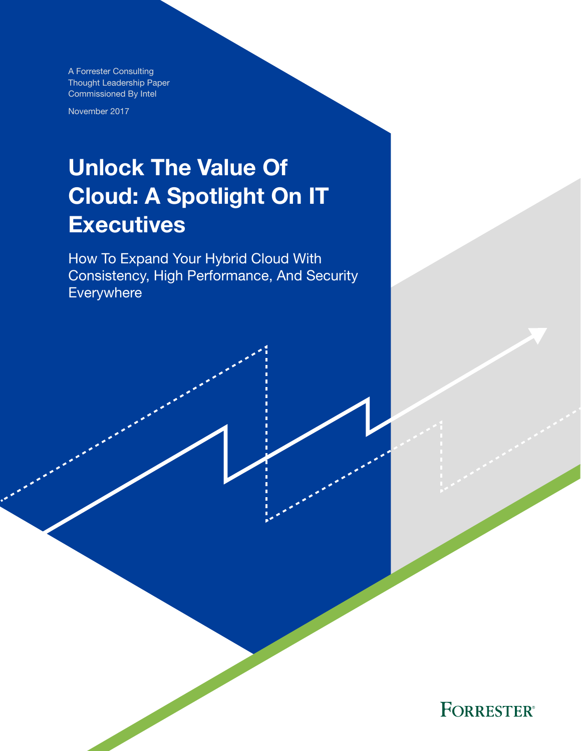A Forrester Consulting
Thought Leadership Paper
Commissioned By Intel

November 2017

# Unlock The Value Of Cloud: A Spotlight On IT Executives

## How To Expand Your Hybrid Cloud With Consistency, High Performance, And Security Everywhere

FORRESTER®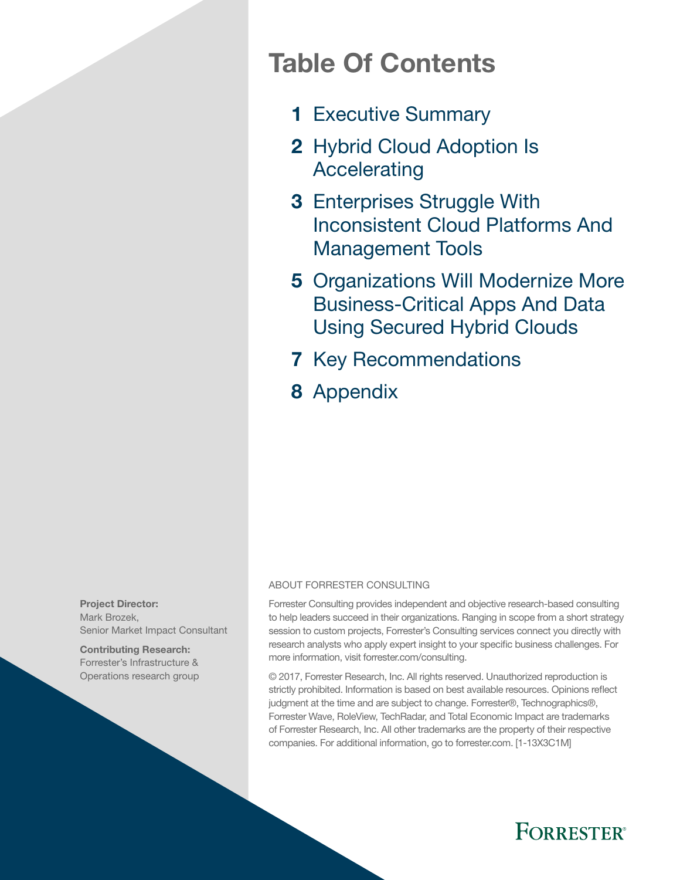# Table Of Contents

- **1** Executive Summary
- **2** Hybrid Cloud Adoption Is Accelerating
- **3** Enterprises Struggle With Inconsistent Cloud Platforms And Management Tools
- **5** Organizations Will Modernize More Business-Critical Apps And Data Using Secured Hybrid Clouds
- **7** Key Recommendations
- **8** Appendix

**Project Director:**
Mark Brozek,
Senior Market Impact Consultant

**Contributing Research:**
Forrester's Infrastructure & Operations research group

ABOUT FORRESTER CONSULTING

Forrester Consulting provides independent and objective research-based consulting to help leaders succeed in their organizations. Ranging in scope from a short strategy session to custom projects, Forrester's Consulting services connect you directly with research analysts who apply expert insight to your specific business challenges. For more information, visit forrester.com/consulting.

© 2017, Forrester Research, Inc. All rights reserved. Unauthorized reproduction is strictly prohibited. Information is based on best available resources. Opinions reflect judgment at the time and are subject to change. Forrester®, Technographics®, Forrester Wave, RoleView, TechRadar, and Total Economic Impact are trademarks of Forrester Research, Inc. All other trademarks are the property of their respective companies. For additional information, go to forrester.com. [1-13X3C1M]

FORRESTER®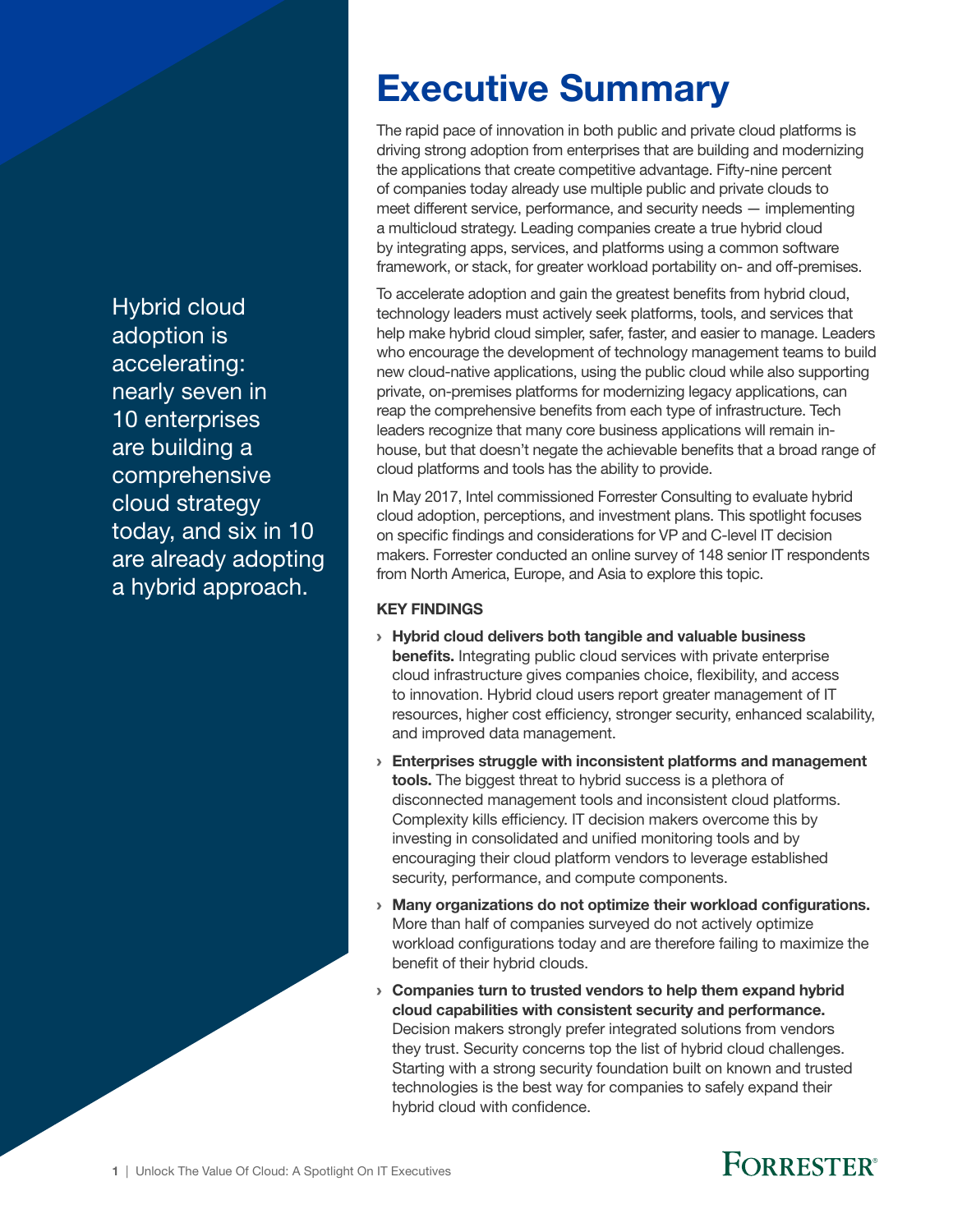# Executive Summary

Hybrid cloud adoption is accelerating: nearly seven in 10 enterprises are building a comprehensive cloud strategy today, and six in 10 are already adopting a hybrid approach.

The rapid pace of innovation in both public and private cloud platforms is driving strong adoption from enterprises that are building and modernizing the applications that create competitive advantage. Fifty-nine percent of companies today already use multiple public and private clouds to meet different service, performance, and security needs — implementing a multicloud strategy. Leading companies create a true hybrid cloud by integrating apps, services, and platforms using a common software framework, or stack, for greater workload portability on- and off-premises.

To accelerate adoption and gain the greatest benefits from hybrid cloud, technology leaders must actively seek platforms, tools, and services that help make hybrid cloud simpler, safer, faster, and easier to manage. Leaders who encourage the development of technology management teams to build new cloud-native applications, using the public cloud while also supporting private, on-premises platforms for modernizing legacy applications, can reap the comprehensive benefits from each type of infrastructure. Tech leaders recognize that many core business applications will remain in-house, but that doesn't negate the achievable benefits that a broad range of cloud platforms and tools has the ability to provide.

In May 2017, Intel commissioned Forrester Consulting to evaluate hybrid cloud adoption, perceptions, and investment plans. This spotlight focuses on specific findings and considerations for VP and C-level IT decision makers. Forrester conducted an online survey of 148 senior IT respondents from North America, Europe, and Asia to explore this topic.

### KEY FINDINGS

- **Hybrid cloud delivers both tangible and valuable business benefits.** Integrating public cloud services with private enterprise cloud infrastructure gives companies choice, flexibility, and access to innovation. Hybrid cloud users report greater management of IT resources, higher cost efficiency, stronger security, enhanced scalability, and improved data management.
- **Enterprises struggle with inconsistent platforms and management tools.** The biggest threat to hybrid success is a plethora of disconnected management tools and inconsistent cloud platforms. Complexity kills efficiency. IT decision makers overcome this by investing in consolidated and unified monitoring tools and by encouraging their cloud platform vendors to leverage established security, performance, and compute components.
- **Many organizations do not optimize their workload configurations.** More than half of companies surveyed do not actively optimize workload configurations today and are therefore failing to maximize the benefit of their hybrid clouds.
- **Companies turn to trusted vendors to help them expand hybrid cloud capabilities with consistent security and performance.** Decision makers strongly prefer integrated solutions from vendors they trust. Security concerns top the list of hybrid cloud challenges. Starting with a strong security foundation built on known and trusted technologies is the best way for companies to safely expand their hybrid cloud with confidence.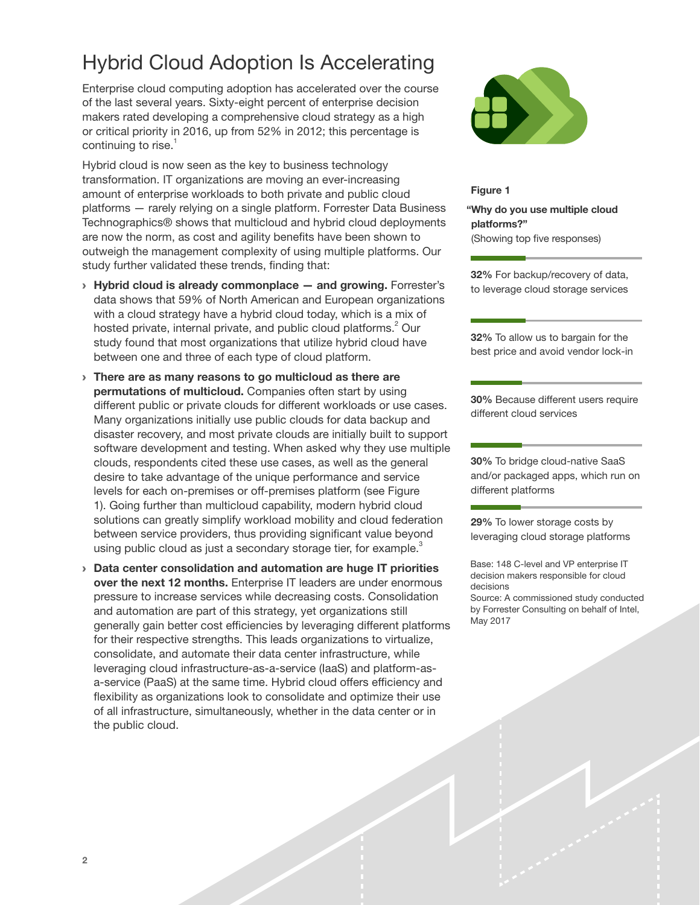# Hybrid Cloud Adoption Is Accelerating

Enterprise cloud computing adoption has accelerated over the course of the last several years. Sixty-eight percent of enterprise decision makers rated developing a comprehensive cloud strategy as a high or critical priority in 2016, up from 52% in 2012; this percentage is continuing to rise.[1]

Hybrid cloud is now seen as the key to business technology transformation. IT organizations are moving an ever-increasing amount of enterprise workloads to both private and public cloud platforms — rarely relying on a single platform. Forrester Data Business Technographics® shows that multicloud and hybrid cloud deployments are now the norm, as cost and agility benefits have been shown to outweigh the management complexity of using multiple platforms. Our study further validated these trends, finding that:

- **Hybrid cloud is already commonplace — and growing.** Forrester's data shows that 59% of North American and European organizations with a cloud strategy have a hybrid cloud today, which is a mix of hosted private, internal private, and public cloud platforms.[2] Our study found that most organizations that utilize hybrid cloud have between one and three of each type of cloud platform.
- **There are as many reasons to go multicloud as there are permutations of multicloud.** Companies often start by using different public or private clouds for different workloads or use cases. Many organizations initially use public clouds for data backup and disaster recovery, and most private clouds are initially built to support software development and testing. When asked why they use multiple clouds, respondents cited these use cases, as well as the general desire to take advantage of the unique performance and service levels for each on-premises or off-premises platform (see Figure 1). Going further than multicloud capability, modern hybrid cloud solutions can greatly simplify workload mobility and cloud federation between service providers, thus providing significant value beyond using public cloud as just a secondary storage tier, for example.[3]
- **Data center consolidation and automation are huge IT priorities over the next 12 months.** Enterprise IT leaders are under enormous pressure to increase services while decreasing costs. Consolidation and automation are part of this strategy, yet organizations still generally gain better cost efficiencies by leveraging different platforms for their respective strengths. This leads organizations to virtualize, consolidate, and automate their data center infrastructure, while leveraging cloud infrastructure-as-a-service (IaaS) and platform-as-a-service (PaaS) at the same time. Hybrid cloud offers efficiency and flexibility as organizations look to consolidate and optimize their use of all infrastructure, simultaneously, whether in the data center or in the public cloud.

**Figure 1**

**"Why do you use multiple cloud platforms?"**
(Showing top five responses)

**32%** For backup/recovery of data, to leverage cloud storage services

**32%** To allow us to bargain for the best price and avoid vendor lock-in

**30%** Because different users require different cloud services

**30%** To bridge cloud-native SaaS and/or packaged apps, which run on different platforms

**29%** To lower storage costs by leveraging cloud storage platforms

Base: 148 C-level and VP enterprise IT decision makers responsible for cloud decisions
Source: A commissioned study conducted by Forrester Consulting on behalf of Intel, May 2017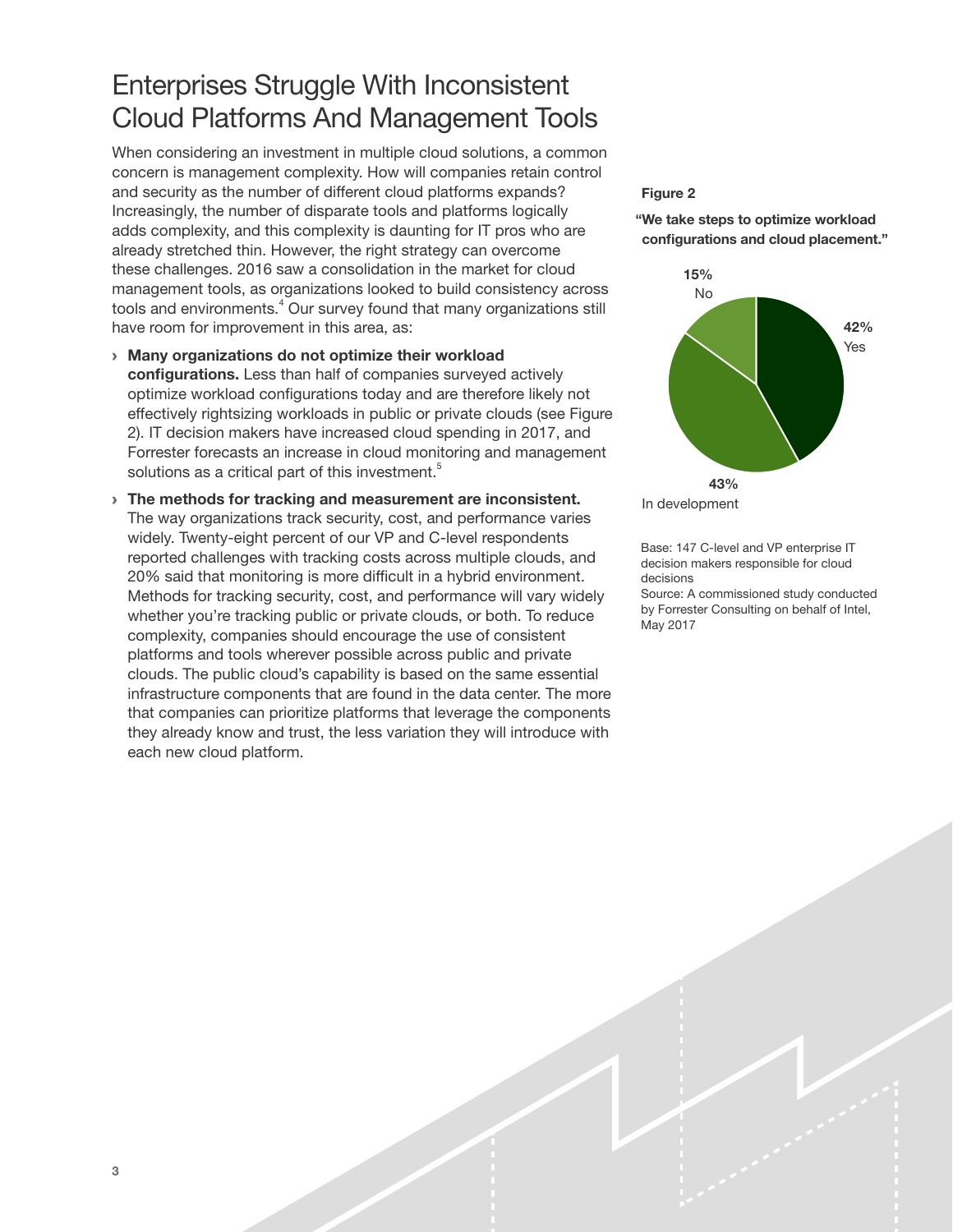## Enterprises Struggle With Inconsistent Cloud Platforms And Management Tools

When considering an investment in multiple cloud solutions, a common concern is management complexity. How will companies retain control and security as the number of different cloud platforms expands? Increasingly, the number of disparate tools and platforms logically adds complexity, and this complexity is daunting for IT pros who are already stretched thin. However, the right strategy can overcome these challenges. 2016 saw a consolidation in the market for cloud management tools, as organizations looked to build consistency across tools and environments.[4] Our survey found that many organizations still have room for improvement in this area, as:

- **Many organizations do not optimize their workload configurations.** Less than half of companies surveyed actively optimize workload configurations today and are therefore likely not effectively rightsizing workloads in public or private clouds (see Figure 2). IT decision makers have increased cloud spending in 2017, and Forrester forecasts an increase in cloud monitoring and management solutions as a critical part of this investment.[5]
- **The methods for tracking and measurement are inconsistent.** The way organizations track security, cost, and performance varies widely. Twenty-eight percent of our VP and C-level respondents reported challenges with tracking costs across multiple clouds, and 20% said that monitoring is more difficult in a hybrid environment. Methods for tracking security, cost, and performance will vary widely whether you're tracking public or private clouds, or both. To reduce complexity, companies should encourage the use of consistent platforms and tools wherever possible across public and private clouds. The public cloud's capability is based on the same essential infrastructure components that are found in the data center. The more that companies can prioritize platforms that leverage the components they already know and trust, the less variation they will introduce with each new cloud platform.

**Figure 2**

**"We take steps to optimize workload configurations and cloud placement."**

| Response | Percentage |
|---|---|
| Yes | 42% |
| In development | 43% |
| No | 15% |

Base: 147 C-level and VP enterprise IT decision makers responsible for cloud decisions

Source: A commissioned study conducted by Forrester Consulting on behalf of Intel, May 2017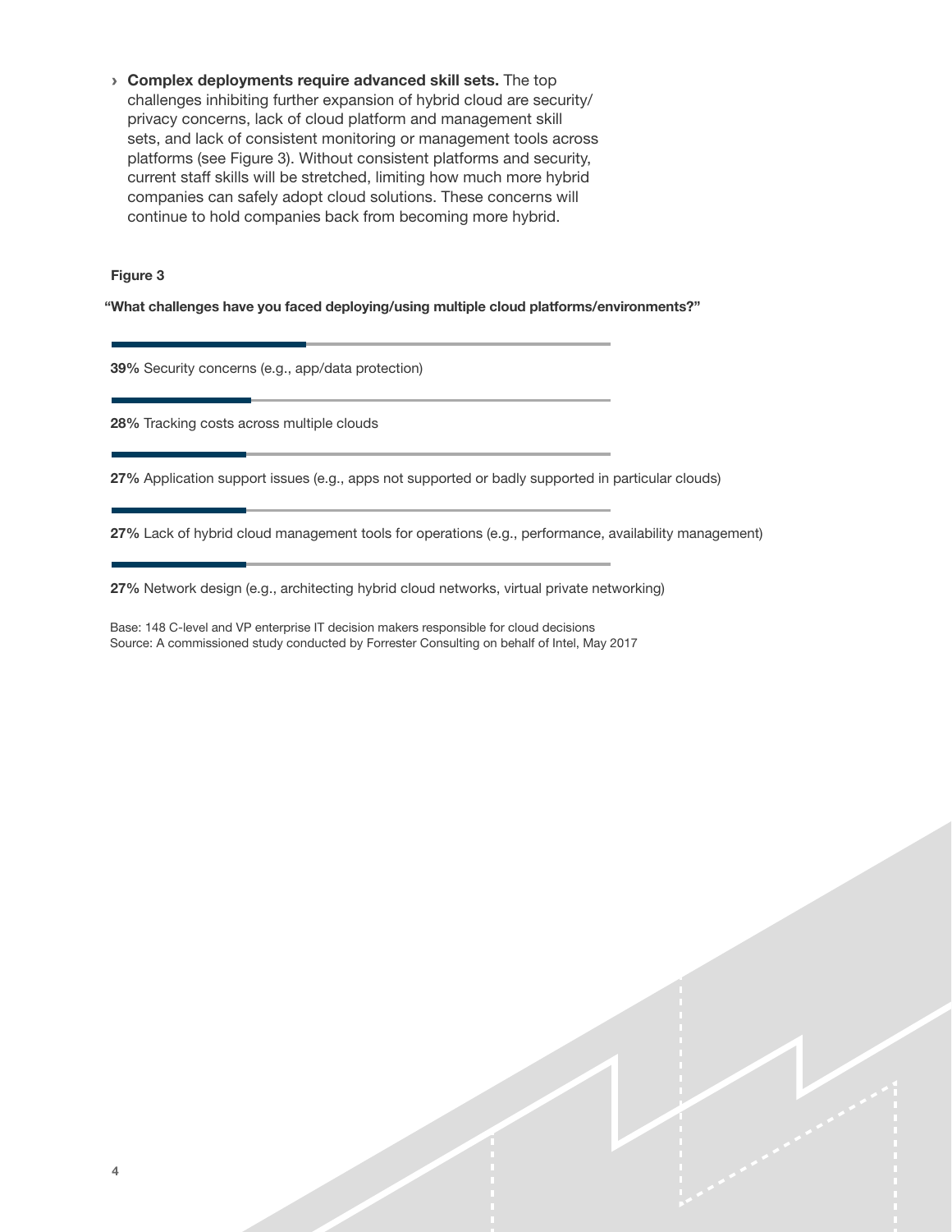- **Complex deployments require advanced skill sets.** The top challenges inhibiting further expansion of hybrid cloud are security/privacy concerns, lack of cloud platform and management skill sets, and lack of consistent monitoring or management tools across platforms (see Figure 3). Without consistent platforms and security, current staff skills will be stretched, limiting how much more hybrid companies can safely adopt cloud solutions. These concerns will continue to hold companies back from becoming more hybrid.

**Figure 3**

**"What challenges have you faced deploying/using multiple cloud platforms/environments?"**

**39%** Security concerns (e.g., app/data protection)

**28%** Tracking costs across multiple clouds

**27%** Application support issues (e.g., apps not supported or badly supported in particular clouds)

**27%** Lack of hybrid cloud management tools for operations (e.g., performance, availability management)

**27%** Network design (e.g., architecting hybrid cloud networks, virtual private networking)

Base: 148 C-level and VP enterprise IT decision makers responsible for cloud decisions
Source: A commissioned study conducted by Forrester Consulting on behalf of Intel, May 2017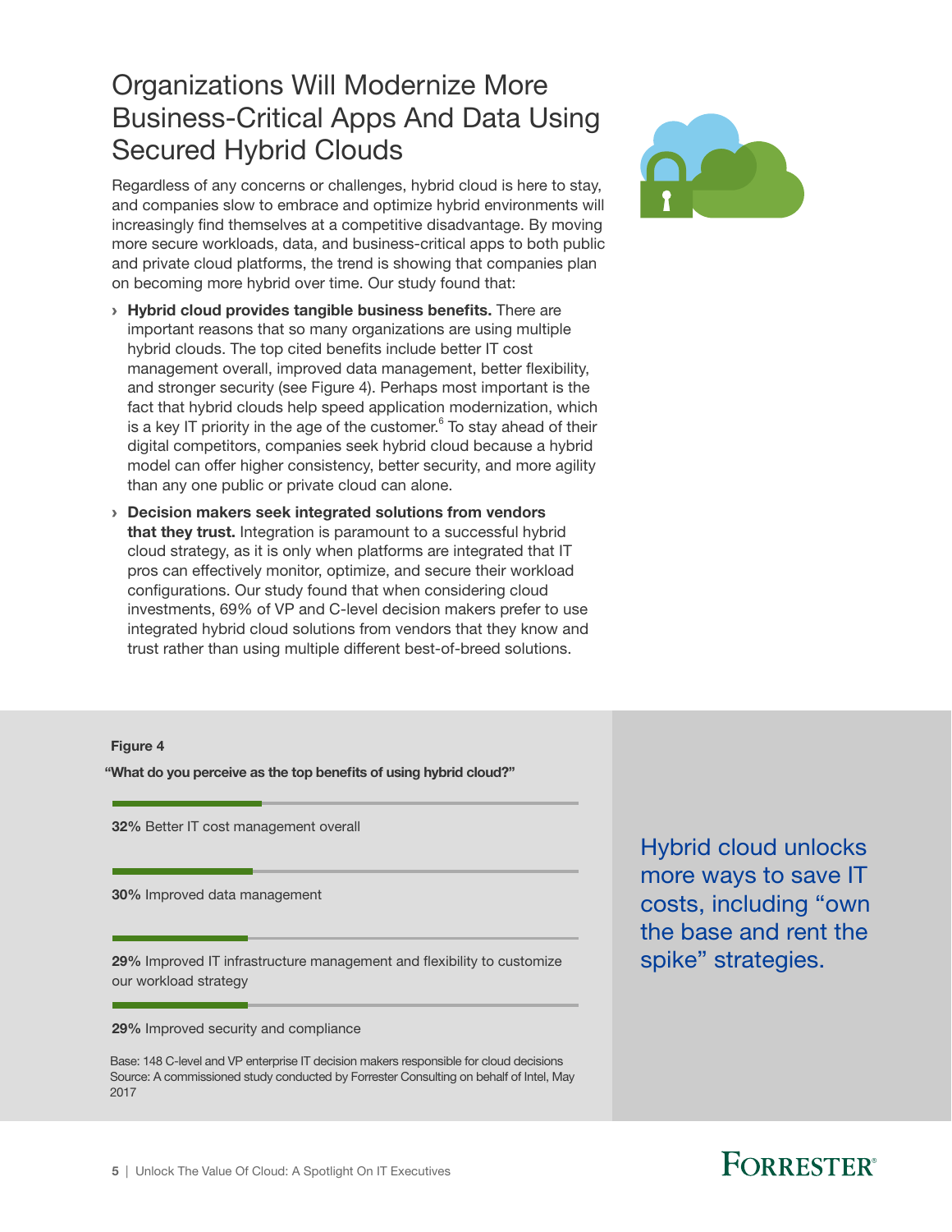# Organizations Will Modernize More Business-Critical Apps And Data Using Secured Hybrid Clouds

Regardless of any concerns or challenges, hybrid cloud is here to stay, and companies slow to embrace and optimize hybrid environments will increasingly find themselves at a competitive disadvantage. By moving more secure workloads, data, and business-critical apps to both public and private cloud platforms, the trend is showing that companies plan on becoming more hybrid over time. Our study found that:

- **Hybrid cloud provides tangible business benefits.** There are important reasons that so many organizations are using multiple hybrid clouds. The top cited benefits include better IT cost management overall, improved data management, better flexibility, and stronger security (see Figure 4). Perhaps most important is the fact that hybrid clouds help speed application modernization, which is a key IT priority in the age of the customer.[6] To stay ahead of their digital competitors, companies seek hybrid cloud because a hybrid model can offer higher consistency, better security, and more agility than any one public or private cloud can alone.
- **Decision makers seek integrated solutions from vendors that they trust.** Integration is paramount to a successful hybrid cloud strategy, as it is only when platforms are integrated that IT pros can effectively monitor, optimize, and secure their workload configurations. Our study found that when considering cloud investments, 69% of VP and C-level decision makers prefer to use integrated hybrid cloud solutions from vendors that they know and trust rather than using multiple different best-of-breed solutions.

**Figure 4**

**"What do you perceive as the top benefits of using hybrid cloud?"**

**32%** Better IT cost management overall

**30%** Improved data management

**29%** Improved IT infrastructure management and flexibility to customize our workload strategy

**29%** Improved security and compliance

Base: 148 C-level and VP enterprise IT decision makers responsible for cloud decisions
Source: A commissioned study conducted by Forrester Consulting on behalf of Intel, May 2017

Hybrid cloud unlocks more ways to save IT costs, including "own the base and rent the spike" strategies.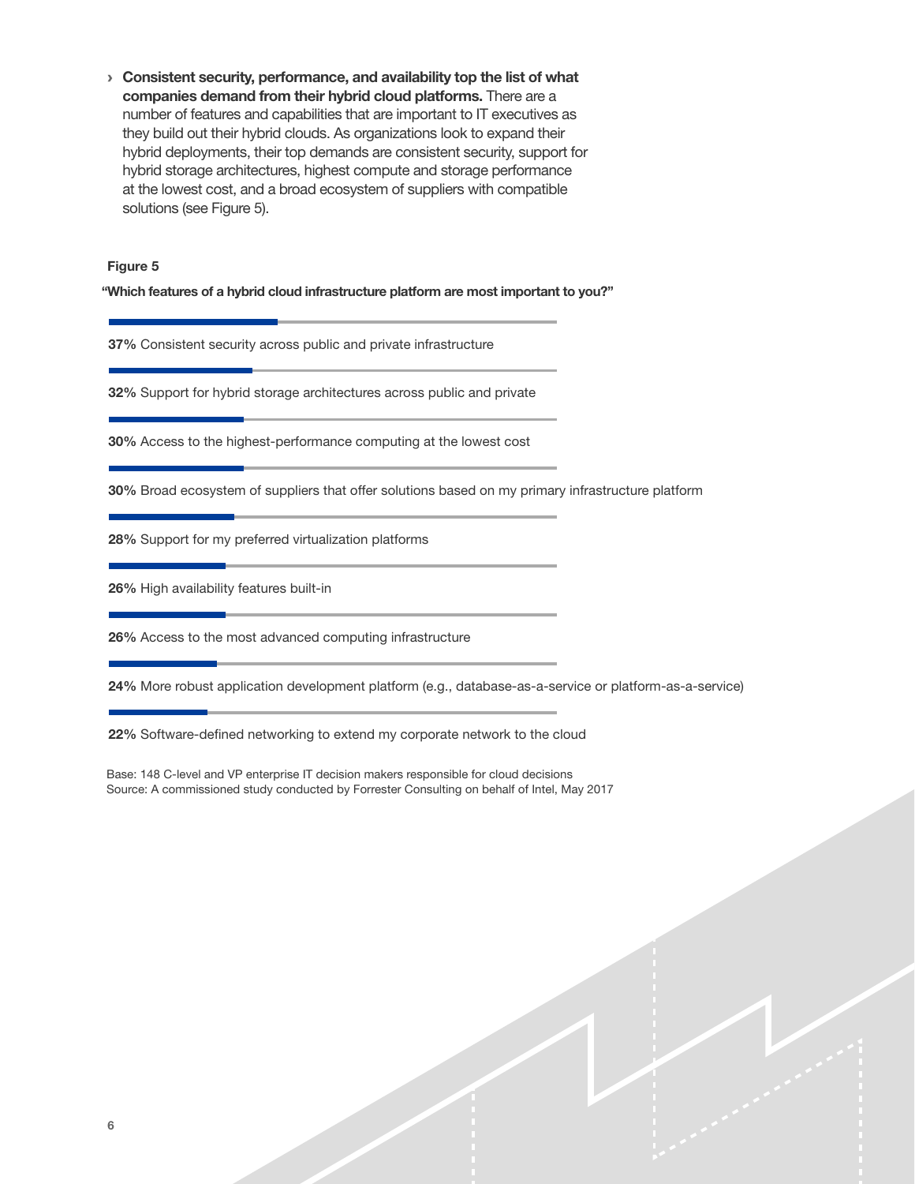- **Consistent security, performance, and availability top the list of what companies demand from their hybrid cloud platforms.** There are a number of features and capabilities that are important to IT executives as they build out their hybrid clouds. As organizations look to expand their hybrid deployments, their top demands are consistent security, support for hybrid storage architectures, highest compute and storage performance at the lowest cost, and a broad ecosystem of suppliers with compatible solutions (see Figure 5).

**Figure 5**

**"Which features of a hybrid cloud infrastructure platform are most important to you?"**

**37%** Consistent security across public and private infrastructure

**32%** Support for hybrid storage architectures across public and private

**30%** Access to the highest-performance computing at the lowest cost

**30%** Broad ecosystem of suppliers that offer solutions based on my primary infrastructure platform

**28%** Support for my preferred virtualization platforms

**26%** High availability features built-in

**26%** Access to the most advanced computing infrastructure

**24%** More robust application development platform (e.g., database-as-a-service or platform-as-a-service)

**22%** Software-defined networking to extend my corporate network to the cloud

Base: 148 C-level and VP enterprise IT decision makers responsible for cloud decisions
Source: A commissioned study conducted by Forrester Consulting on behalf of Intel, May 2017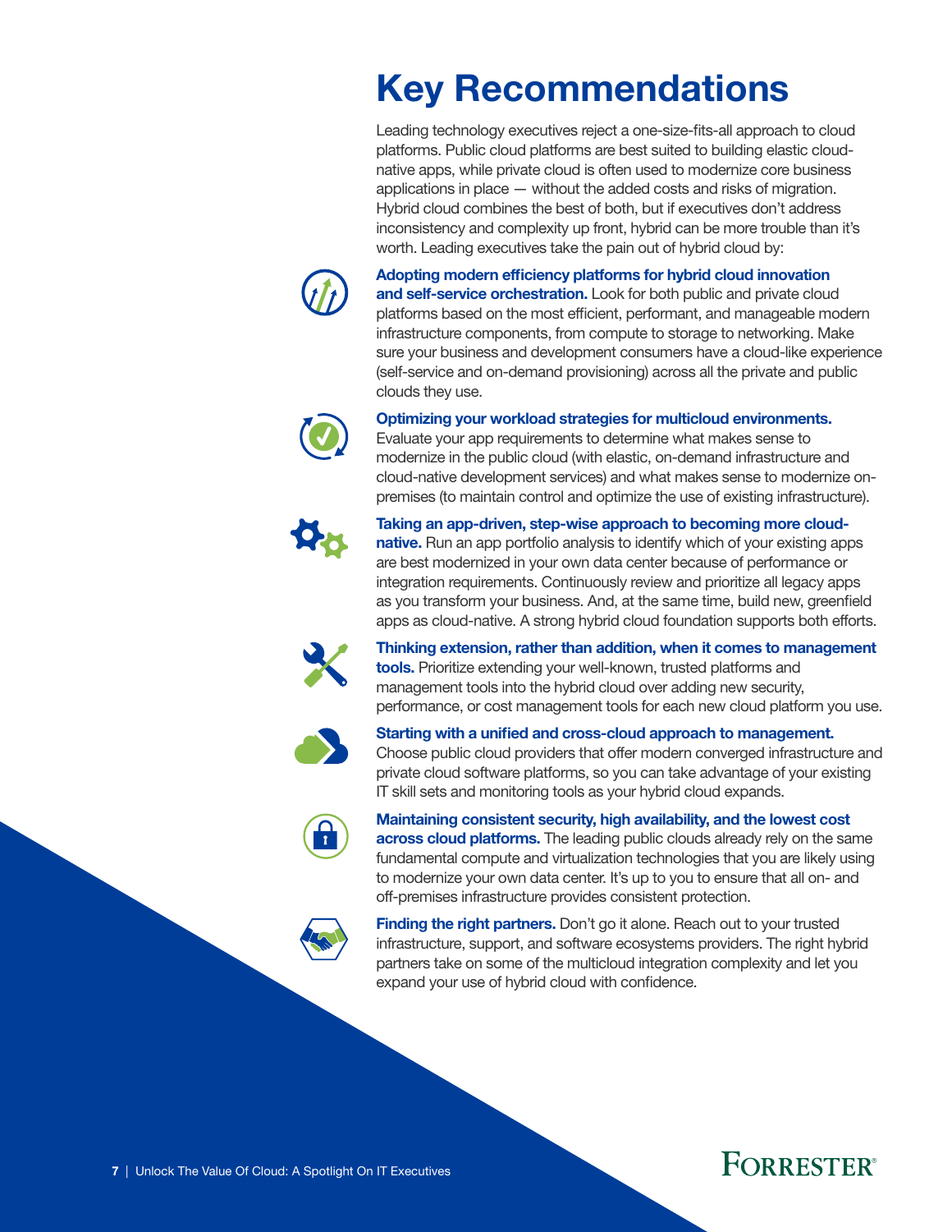# Key Recommendations

Leading technology executives reject a one-size-fits-all approach to cloud platforms. Public cloud platforms are best suited to building elastic cloud-native apps, while private cloud is often used to modernize core business applications in place — without the added costs and risks of migration. Hybrid cloud combines the best of both, but if executives don't address inconsistency and complexity up front, hybrid can be more trouble than it's worth. Leading executives take the pain out of hybrid cloud by:

**Adopting modern efficiency platforms for hybrid cloud innovation and self-service orchestration.** Look for both public and private cloud platforms based on the most efficient, performant, and manageable modern infrastructure components, from compute to storage to networking. Make sure your business and development consumers have a cloud-like experience (self-service and on-demand provisioning) across all the private and public clouds they use.

**Optimizing your workload strategies for multicloud environments.** Evaluate your app requirements to determine what makes sense to modernize in the public cloud (with elastic, on-demand infrastructure and cloud-native development services) and what makes sense to modernize on-premises (to maintain control and optimize the use of existing infrastructure).

**Taking an app-driven, step-wise approach to becoming more cloud-native.** Run an app portfolio analysis to identify which of your existing apps are best modernized in your own data center because of performance or integration requirements. Continuously review and prioritize all legacy apps as you transform your business. And, at the same time, build new, greenfield apps as cloud-native. A strong hybrid cloud foundation supports both efforts.

**Thinking extension, rather than addition, when it comes to management tools.** Prioritize extending your well-known, trusted platforms and management tools into the hybrid cloud over adding new security, performance, or cost management tools for each new cloud platform you use.

**Starting with a unified and cross-cloud approach to management.** Choose public cloud providers that offer modern converged infrastructure and private cloud software platforms, so you can take advantage of your existing IT skill sets and monitoring tools as your hybrid cloud expands.

**Maintaining consistent security, high availability, and the lowest cost across cloud platforms.** The leading public clouds already rely on the same fundamental compute and virtualization technologies that you are likely using to modernize your own data center. It's up to you to ensure that all on- and off-premises infrastructure provides consistent protection.

**Finding the right partners.** Don't go it alone. Reach out to your trusted infrastructure, support, and software ecosystems providers. The right hybrid partners take on some of the multicloud integration complexity and let you expand your use of hybrid cloud with confidence.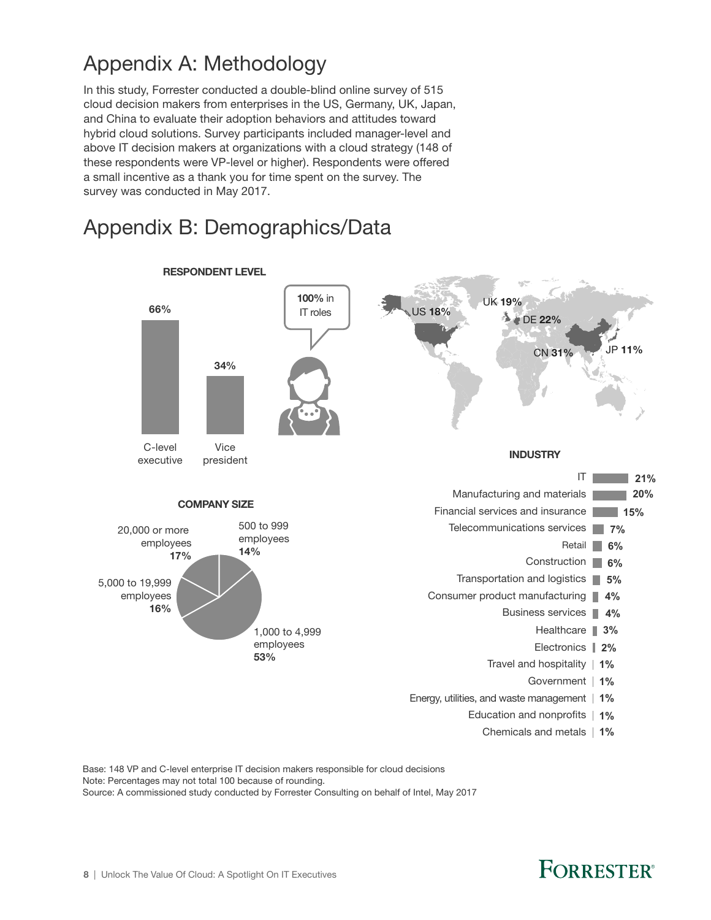# Appendix A: Methodology

In this study, Forrester conducted a double-blind online survey of 515 cloud decision makers from enterprises in the US, Germany, UK, Japan, and China to evaluate their adoption behaviors and attitudes toward hybrid cloud solutions. Survey participants included manager-level and above IT decision makers at organizations with a cloud strategy (148 of these respondents were VP-level or higher). Respondents were offered a small incentive as a thank you for time spent on the survey. The survey was conducted in May 2017.

# Appendix B: Demographics/Data

**RESPONDENT LEVEL**

| Level | Percentage |
| --- | --- |
| C-level executive | 66% |
| Vice president | 34% |

**100%** in IT roles

| Country | Percentage |
| --- | --- |
| US | 18% |
| UK | 19% |
| DE | 22% |
| CN | 31% |
| JP | 11% |

**COMPANY SIZE**

| Company size | Percentage |
| --- | --- |
| 500 to 999 employees | 14% |
| 1,000 to 4,999 employees | 53% |
| 5,000 to 19,999 employees | 16% |
| 20,000 or more employees | 17% |

**INDUSTRY**

| Industry | Percentage |
| --- | --- |
| IT | 21% |
| Manufacturing and materials | 20% |
| Financial services and insurance | 15% |
| Telecommunications services | 7% |
| Retail | 6% |
| Construction | 6% |
| Transportation and logistics | 5% |
| Consumer product manufacturing | 4% |
| Business services | 4% |
| Healthcare | 3% |
| Electronics | 2% |
| Travel and hospitality | 1% |
| Government | 1% |
| Energy, utilities, and waste management | 1% |
| Education and nonprofits | 1% |
| Chemicals and metals | 1% |

Base: 148 VP and C-level enterprise IT decision makers responsible for cloud decisions
Note: Percentages may not total 100 because of rounding.
Source: A commissioned study conducted by Forrester Consulting on behalf of Intel, May 2017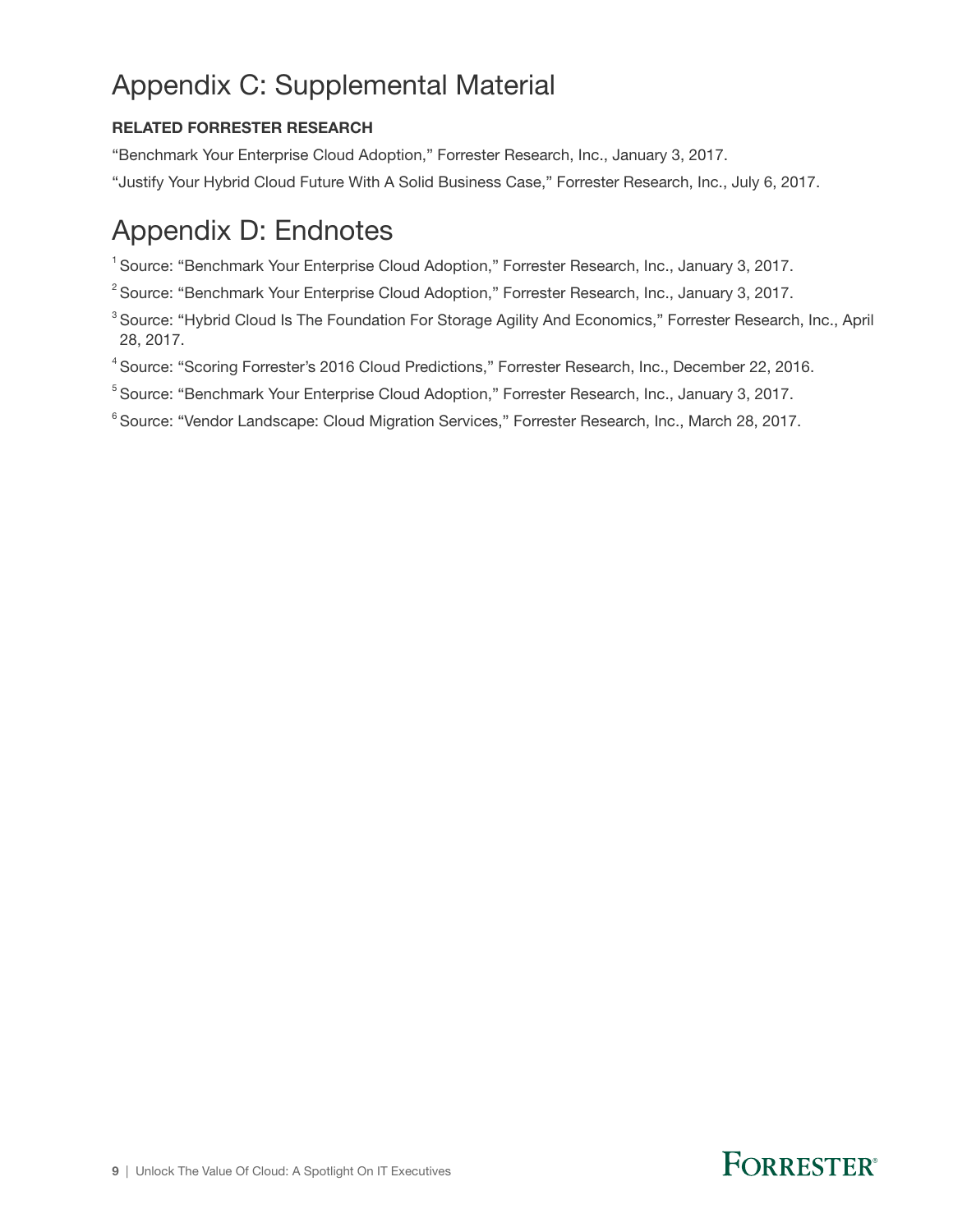# Appendix C: Supplemental Material

**RELATED FORRESTER RESEARCH**

"Benchmark Your Enterprise Cloud Adoption," Forrester Research, Inc., January 3, 2017.

"Justify Your Hybrid Cloud Future With A Solid Business Case," Forrester Research, Inc., July 6, 2017.

# Appendix D: Endnotes

[1] Source: "Benchmark Your Enterprise Cloud Adoption," Forrester Research, Inc., January 3, 2017.

[2] Source: "Benchmark Your Enterprise Cloud Adoption," Forrester Research, Inc., January 3, 2017.

[3] Source: "Hybrid Cloud Is The Foundation For Storage Agility And Economics," Forrester Research, Inc., April 28, 2017.

[4] Source: "Scoring Forrester's 2016 Cloud Predictions," Forrester Research, Inc., December 22, 2016.

[5] Source: "Benchmark Your Enterprise Cloud Adoption," Forrester Research, Inc., January 3, 2017.

[6] Source: "Vendor Landscape: Cloud Migration Services," Forrester Research, Inc., March 28, 2017.